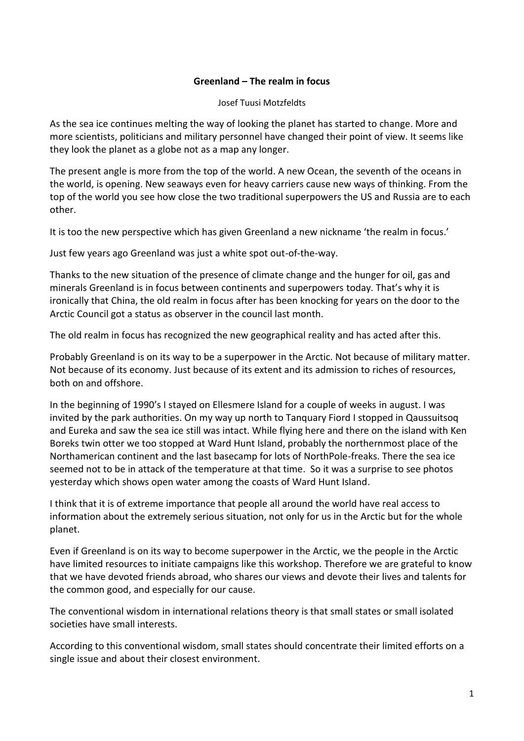**Greenland – The realm in focus**

Josef Tuusi Motzfeldts

As the sea ice continues melting the way of looking the planet has started to change. More and more scientists, politicians and military personnel have changed their point of view. It seems like they look the planet as a globe not as a map any longer.

The present angle is more from the top of the world. A new Ocean, the seventh of the oceans in the world, is opening. New seaways even for heavy carriers cause new ways of thinking. From the top of the world you see how close the two traditional superpowers the US and Russia are to each other.

It is too the new perspective which has given Greenland a new nickname 'the realm in focus.'

Just few years ago Greenland was just a white spot out-of-the-way.

Thanks to the new situation of the presence of climate change and the hunger for oil, gas and minerals Greenland is in focus between continents and superpowers today. That's why it is ironically that China, the old realm in focus after has been knocking for years on the door to the Arctic Council got a status as observer in the council last month.

The old realm in focus has recognized the new geographical reality and has acted after this.

Probably Greenland is on its way to be a superpower in the Arctic. Not because of military matter. Not because of its economy. Just because of its extent and its admission to riches of resources, both on and offshore.

In the beginning of 1990's I stayed on Ellesmere Island for a couple of weeks in august. I was invited by the park authorities. On my way up north to Tanquary Fiord I stopped in Qaussuitsoq and Eureka and saw the sea ice still was intact. While flying here and there on the island with Ken Boreks twin otter we too stopped at Ward Hunt Island, probably the northernmost place of the Northamerican continent and the last basecamp for lots of NorthPole-freaks. There the sea ice seemed not to be in attack of the temperature at that time. So it was a surprise to see photos yesterday which shows open water among the coasts of Ward Hunt Island.

I think that it is of extreme importance that people all around the world have real access to information about the extremely serious situation, not only for us in the Arctic but for the whole planet.

Even if Greenland is on its way to become superpower in the Arctic, we the people in the Arctic have limited resources to initiate campaigns like this workshop. Therefore we are grateful to know that we have devoted friends abroad, who shares our views and devote their lives and talents for the common good, and especially for our cause.

The conventional wisdom in international relations theory is that small states or small isolated societies have small interests.

According to this conventional wisdom, small states should concentrate their limited efforts on a single issue and about their closest environment.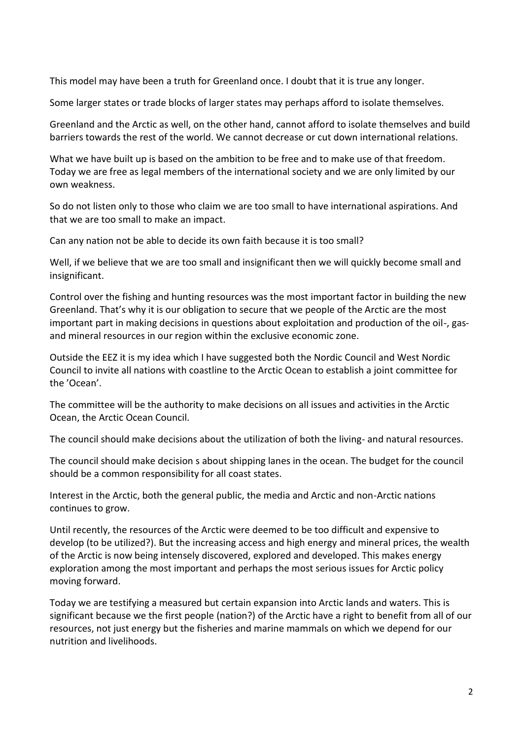This model may have been a truth for Greenland once. I doubt that it is true any longer.

Some larger states or trade blocks of larger states may perhaps afford to isolate themselves.

Greenland and the Arctic as well, on the other hand, cannot afford to isolate themselves and build barriers towards the rest of the world. We cannot decrease or cut down international relations.

What we have built up is based on the ambition to be free and to make use of that freedom. Today we are free as legal members of the international society and we are only limited by our own weakness.

So do not listen only to those who claim we are too small to have international aspirations. And that we are too small to make an impact.

Can any nation not be able to decide its own faith because it is too small?

Well, if we believe that we are too small and insignificant then we will quickly become small and insignificant.

Control over the fishing and hunting resources was the most important factor in building the new Greenland. That's why it is our obligation to secure that we people of the Arctic are the most important part in making decisions in questions about exploitation and production of the oil-, gas- and mineral resources in our region within the exclusive economic zone.

Outside the EEZ it is my idea which I have suggested both the Nordic Council and West Nordic Council to invite all nations with coastline to the Arctic Ocean to establish a joint committee for the 'Ocean'.

The committee will be the authority to make decisions on all issues and activities in the Arctic Ocean, the Arctic Ocean Council.

The council should make decisions about the utilization of both the living- and natural resources.

The council should make decision s about shipping lanes in the ocean. The budget for the council should be a common responsibility for all coast states.

Interest in the Arctic, both the general public, the media and Arctic and non-Arctic nations continues to grow.

Until recently, the resources of the Arctic were deemed to be too difficult and expensive to develop (to be utilized?). But the increasing access and high energy and mineral prices, the wealth of the Arctic is now being intensely discovered, explored and developed. This makes energy exploration among the most important and perhaps the most serious issues for Arctic policy moving forward.

Today we are testifying a measured but certain expansion into Arctic lands and waters. This is significant because we the first people (nation?) of the Arctic have a right to benefit from all of our resources, not just energy but the fisheries and marine mammals on which we depend for our nutrition and livelihoods.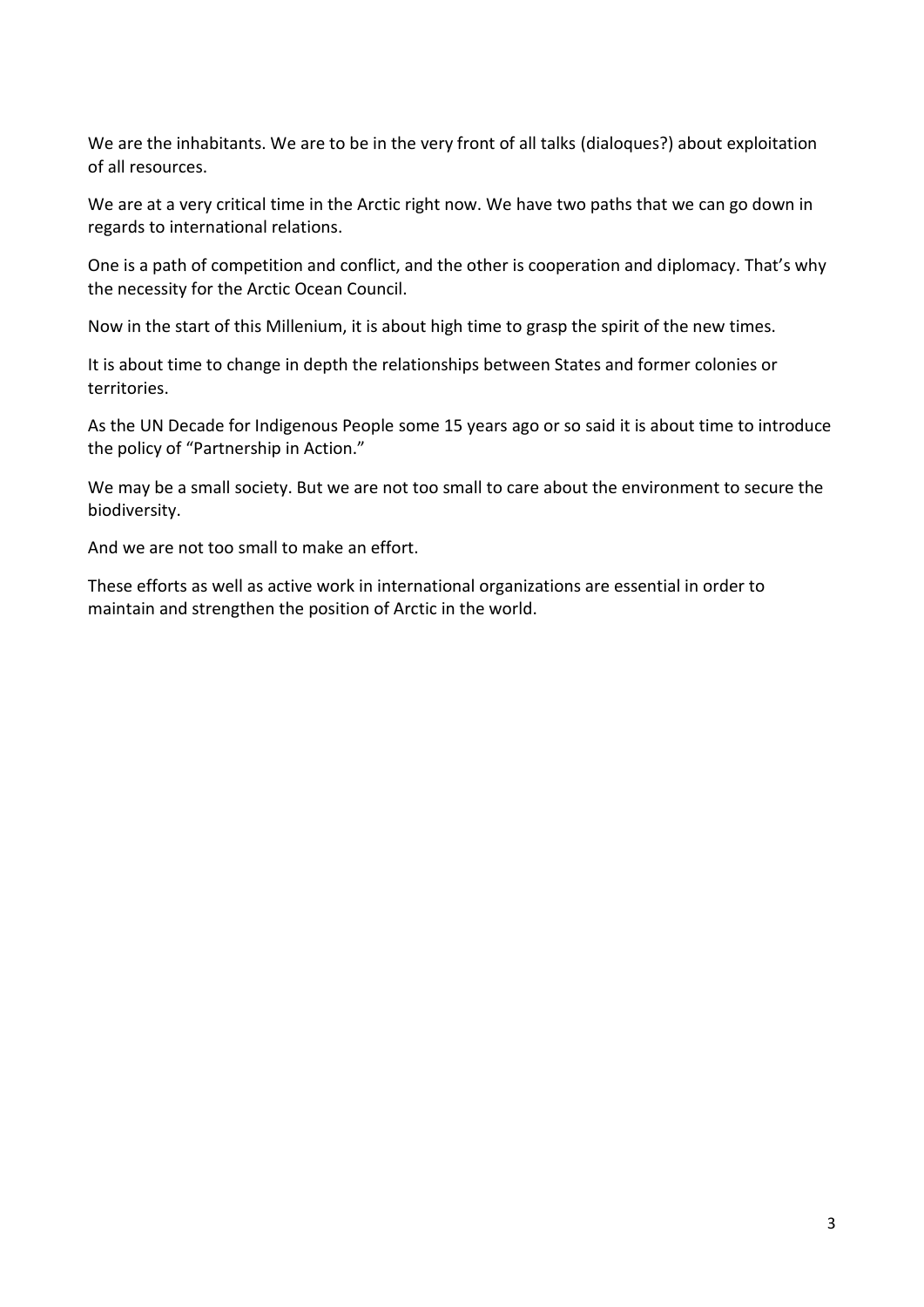We are the inhabitants. We are to be in the very front of all talks (dialoques?) about exploitation of all resources.

We are at a very critical time in the Arctic right now. We have two paths that we can go down in regards to international relations.

One is a path of competition and conflict, and the other is cooperation and diplomacy. That's why the necessity for the Arctic Ocean Council.

Now in the start of this Millenium, it is about high time to grasp the spirit of the new times.

It is about time to change in depth the relationships between States and former colonies or territories.

As the UN Decade for Indigenous People some 15 years ago or so said it is about time to introduce the policy of "Partnership in Action."

We may be a small society. But we are not too small to care about the environment to secure the biodiversity.

And we are not too small to make an effort.

These efforts as well as active work in international organizations are essential in order to maintain and strengthen the position of Arctic in the world.